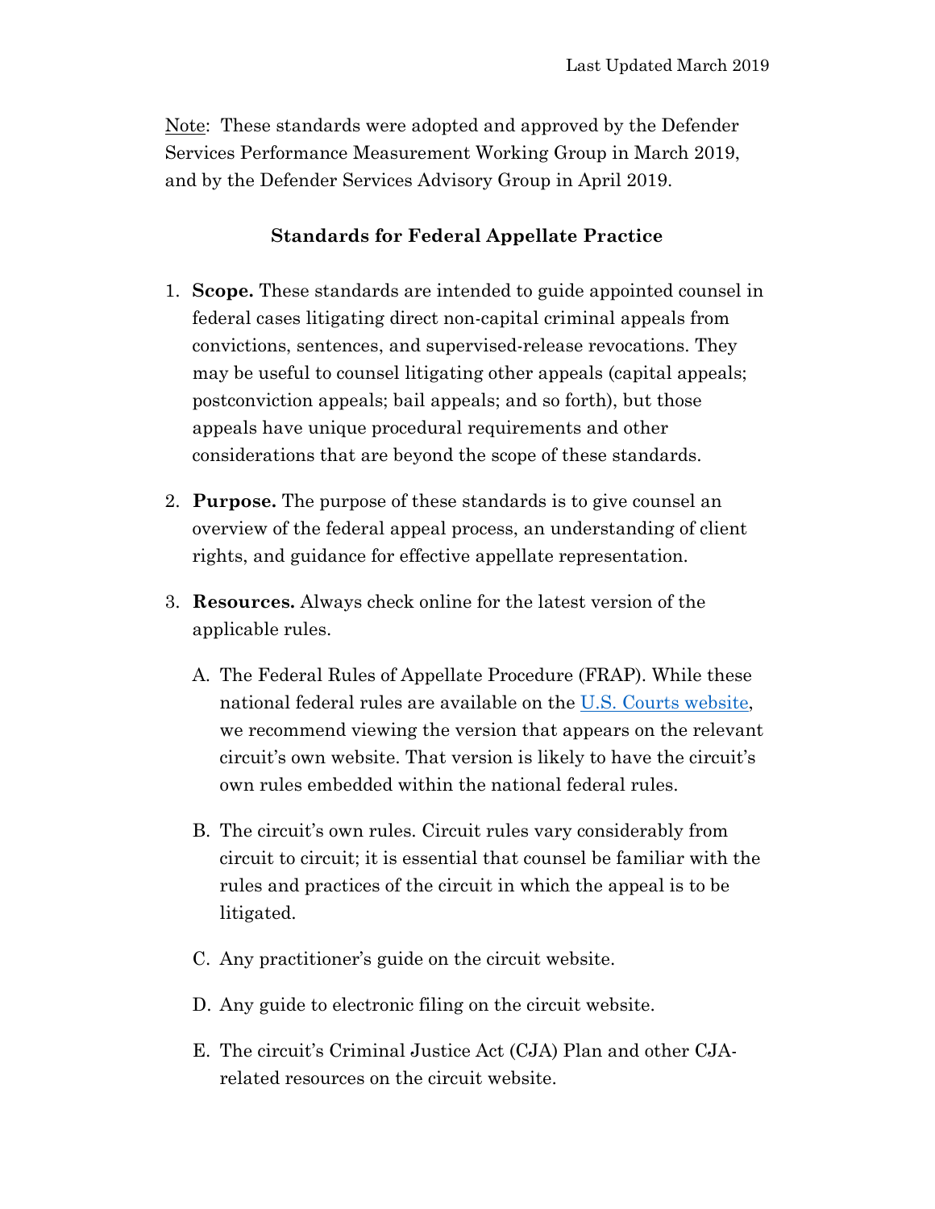Last Updated March 2019

Note: These standards were adopted and approved by the Defender Services Performance Measurement Working Group in March 2019, and by the Defender Services Advisory Group in April 2019.

## Standards for Federal Appellate Practice

1. **Scope.** These standards are intended to guide appointed counsel in federal cases litigating direct non-capital criminal appeals from convictions, sentences, and supervised-release revocations. They may be useful to counsel litigating other appeals (capital appeals; postconviction appeals; bail appeals; and so forth), but those appeals have unique procedural requirements and other considerations that are beyond the scope of these standards.

2. **Purpose.** The purpose of these standards is to give counsel an overview of the federal appeal process, an understanding of client rights, and guidance for effective appellate representation.

3. **Resources.** Always check online for the latest version of the applicable rules.

   A. The Federal Rules of Appellate Procedure (FRAP). While these national federal rules are available on the U.S. Courts website, we recommend viewing the version that appears on the relevant circuit's own website. That version is likely to have the circuit's own rules embedded within the national federal rules.

   B. The circuit's own rules. Circuit rules vary considerably from circuit to circuit; it is essential that counsel be familiar with the rules and practices of the circuit in which the appeal is to be litigated.

   C. Any practitioner's guide on the circuit website.

   D. Any guide to electronic filing on the circuit website.

   E. The circuit's Criminal Justice Act (CJA) Plan and other CJA-related resources on the circuit website.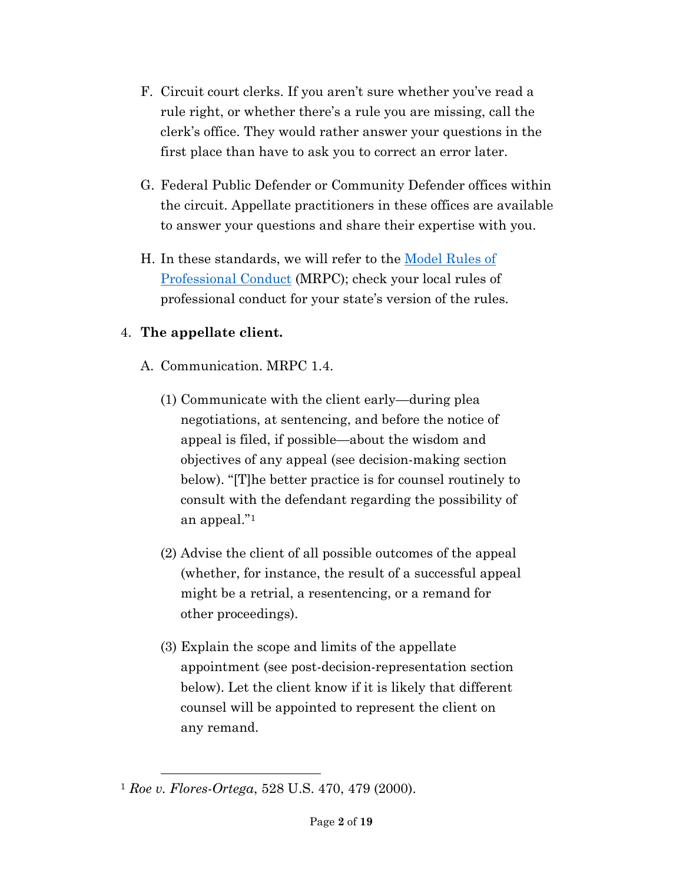F. Circuit court clerks. If you aren't sure whether you've read a rule right, or whether there's a rule you are missing, call the clerk's office. They would rather answer your questions in the first place than have to ask you to correct an error later.

G. Federal Public Defender or Community Defender offices within the circuit. Appellate practitioners in these offices are available to answer your questions and share their expertise with you.

H. In these standards, we will refer to the [Model Rules of Professional Conduct]() (MRPC); check your local rules of professional conduct for your state's version of the rules.

4. **The appellate client.**

   A. Communication. MRPC 1.4.

      (1) Communicate with the client early—during plea negotiations, at sentencing, and before the notice of appeal is filed, if possible—about the wisdom and objectives of any appeal (see decision-making section below). "[T]he better practice is for counsel routinely to consult with the defendant regarding the possibility of an appeal."[1]

      (2) Advise the client of all possible outcomes of the appeal (whether, for instance, the result of a successful appeal might be a retrial, a resentencing, or a remand for other proceedings).

      (3) Explain the scope and limits of the appellate appointment (see post-decision-representation section below). Let the client know if it is likely that different counsel will be appointed to represent the client on any remand.

---

[1] *Roe v. Flores-Ortega*, 528 U.S. 470, 479 (2000).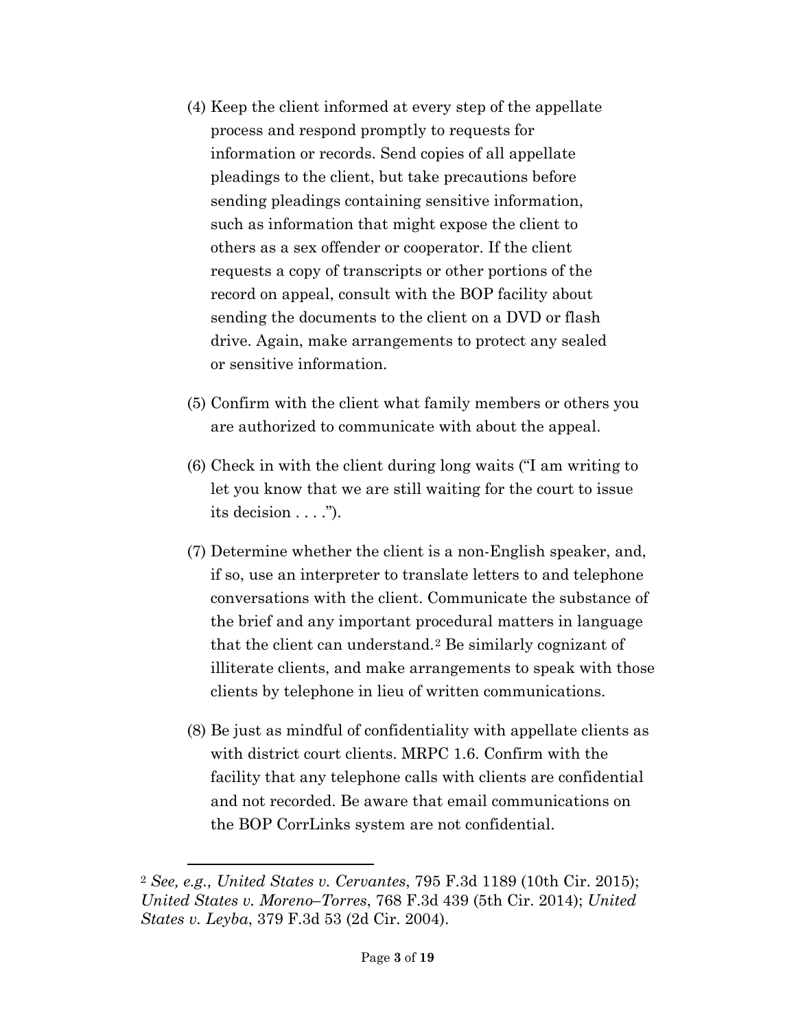(4) Keep the client informed at every step of the appellate process and respond promptly to requests for information or records. Send copies of all appellate pleadings to the client, but take precautions before sending pleadings containing sensitive information, such as information that might expose the client to others as a sex offender or cooperator. If the client requests a copy of transcripts or other portions of the record on appeal, consult with the BOP facility about sending the documents to the client on a DVD or flash drive. Again, make arrangements to protect any sealed or sensitive information.

(5) Confirm with the client what family members or others you are authorized to communicate with about the appeal.

(6) Check in with the client during long waits ("I am writing to let you know that we are still waiting for the court to issue its decision . . . .").

(7) Determine whether the client is a non-English speaker, and, if so, use an interpreter to translate letters to and telephone conversations with the client. Communicate the substance of the brief and any important procedural matters in language that the client can understand.[2] Be similarly cognizant of illiterate clients, and make arrangements to speak with those clients by telephone in lieu of written communications.

(8) Be just as mindful of confidentiality with appellate clients as with district court clients. MRPC 1.6. Confirm with the facility that any telephone calls with clients are confidential and not recorded. Be aware that email communications on the BOP CorrLinks system are not confidential.

---

[2] *See, e.g., United States v. Cervantes*, 795 F.3d 1189 (10th Cir. 2015); *United States v. Moreno–Torres*, 768 F.3d 439 (5th Cir. 2014); *United States v. Leyba*, 379 F.3d 53 (2d Cir. 2004).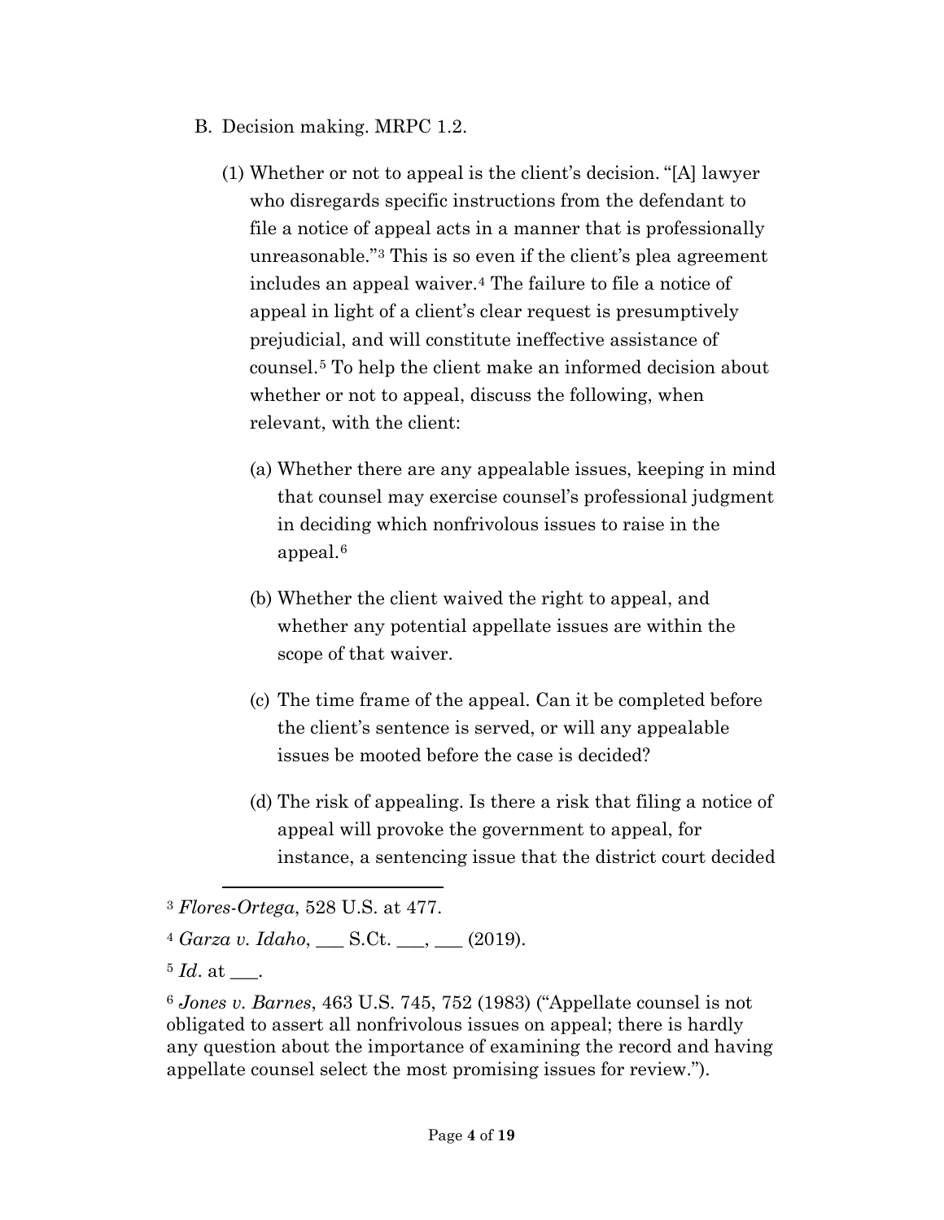B. Decision making. MRPC 1.2.

(1) Whether or not to appeal is the client's decision. "[A] lawyer who disregards specific instructions from the defendant to file a notice of appeal acts in a manner that is professionally unreasonable."[3] This is so even if the client's plea agreement includes an appeal waiver.[4] The failure to file a notice of appeal in light of a client's clear request is presumptively prejudicial, and will constitute ineffective assistance of counsel.[5] To help the client make an informed decision about whether or not to appeal, discuss the following, when relevant, with the client:

(a) Whether there are any appealable issues, keeping in mind that counsel may exercise counsel's professional judgment in deciding which nonfrivolous issues to raise in the appeal.[6]

(b) Whether the client waived the right to appeal, and whether any potential appellate issues are within the scope of that waiver.

(c) The time frame of the appeal. Can it be completed before the client's sentence is served, or will any appealable issues be mooted before the case is decided?

(d) The risk of appealing. Is there a risk that filing a notice of appeal will provoke the government to appeal, for instance, a sentencing issue that the district court decided

---

[3] *Flores-Ortega*, 528 U.S. at 477.

[4] *Garza v. Idaho*, ___ S.Ct. ___, ___ (2019).

[5] *Id*. at ___.

[6] *Jones v. Barnes*, 463 U.S. 745, 752 (1983) ("Appellate counsel is not obligated to assert all nonfrivolous issues on appeal; there is hardly any question about the importance of examining the record and having appellate counsel select the most promising issues for review.").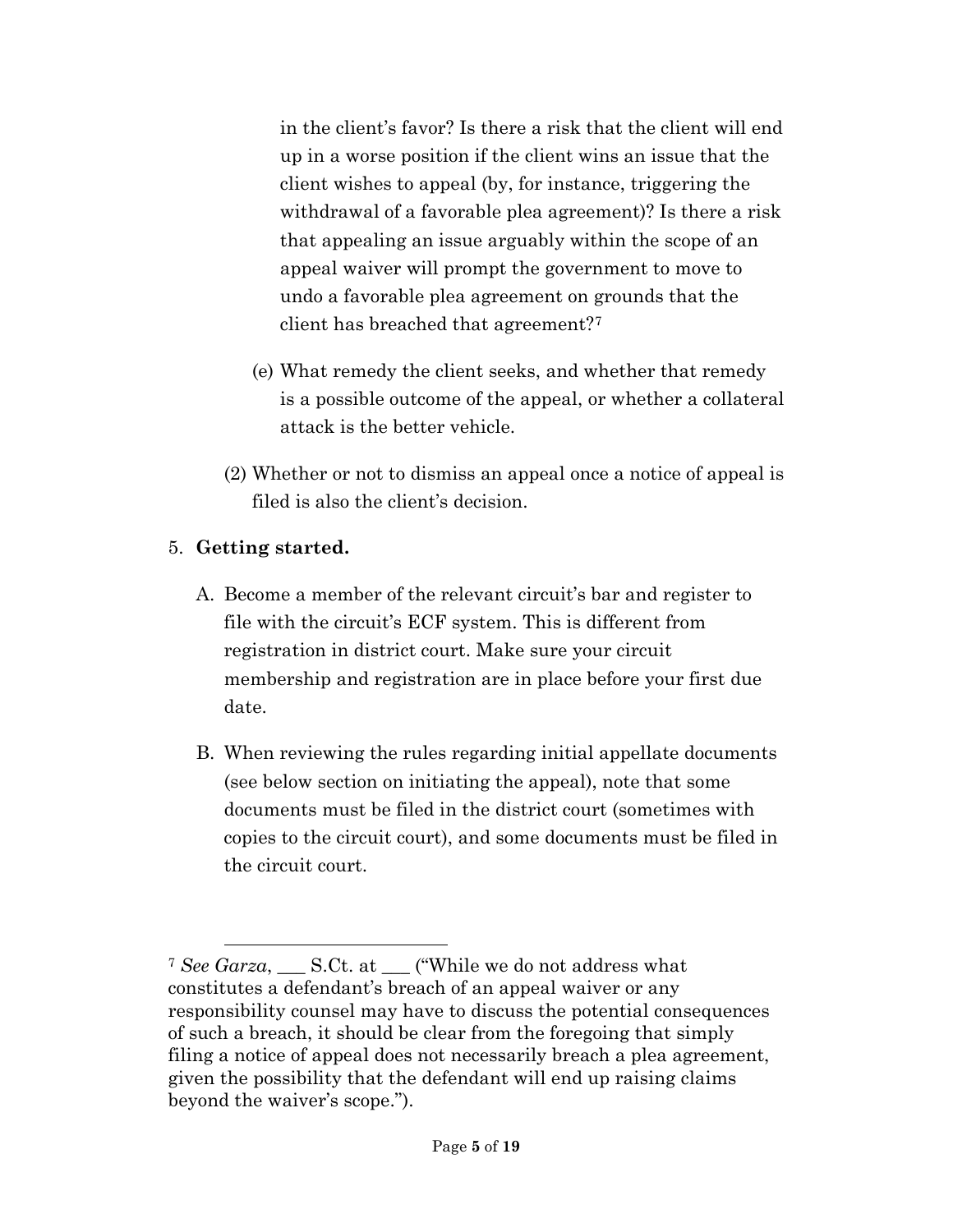in the client's favor? Is there a risk that the client will end up in a worse position if the client wins an issue that the client wishes to appeal (by, for instance, triggering the withdrawal of a favorable plea agreement)? Is there a risk that appealing an issue arguably within the scope of an appeal waiver will prompt the government to move to undo a favorable plea agreement on grounds that the client has breached that agreement?[7]

(e) What remedy the client seeks, and whether that remedy is a possible outcome of the appeal, or whether a collateral attack is the better vehicle.

(2) Whether or not to dismiss an appeal once a notice of appeal is filed is also the client's decision.

5. **Getting started.**

A. Become a member of the relevant circuit's bar and register to file with the circuit's ECF system. This is different from registration in district court. Make sure your circuit membership and registration are in place before your first due date.

B. When reviewing the rules regarding initial appellate documents (see below section on initiating the appeal), note that some documents must be filed in the district court (sometimes with copies to the circuit court), and some documents must be filed in the circuit court.

---

[7] *See Garza*, ___ S.Ct. at ___ ("While we do not address what constitutes a defendant's breach of an appeal waiver or any responsibility counsel may have to discuss the potential consequences of such a breach, it should be clear from the foregoing that simply filing a notice of appeal does not necessarily breach a plea agreement, given the possibility that the defendant will end up raising claims beyond the waiver's scope.").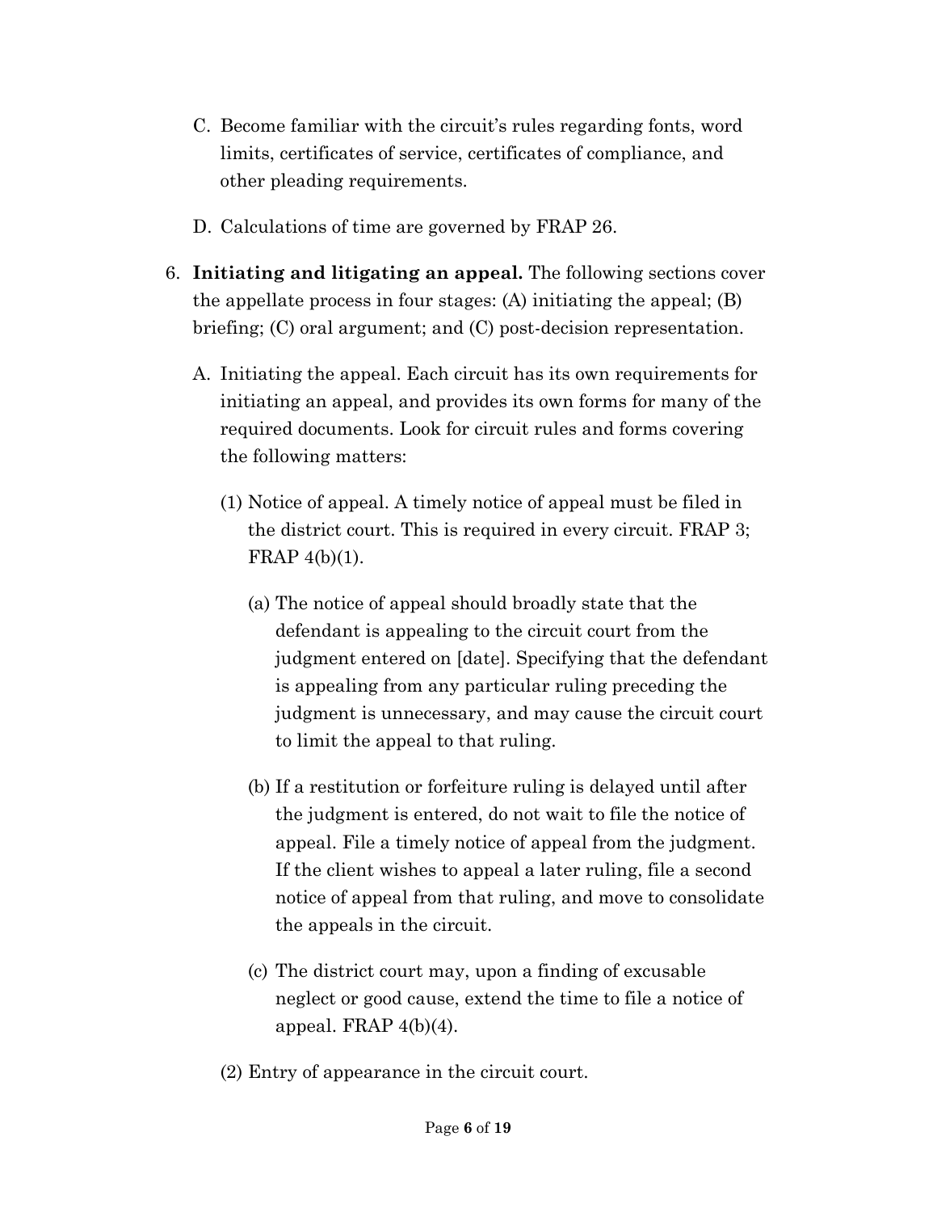C. Become familiar with the circuit's rules regarding fonts, word limits, certificates of service, certificates of compliance, and other pleading requirements.

D. Calculations of time are governed by FRAP 26.

6. **Initiating and litigating an appeal.** The following sections cover the appellate process in four stages: (A) initiating the appeal; (B) briefing; (C) oral argument; and (C) post-decision representation.

   A. Initiating the appeal. Each circuit has its own requirements for initiating an appeal, and provides its own forms for many of the required documents. Look for circuit rules and forms covering the following matters:

      (1) Notice of appeal. A timely notice of appeal must be filed in the district court. This is required in every circuit. FRAP 3; FRAP 4(b)(1).

         (a) The notice of appeal should broadly state that the defendant is appealing to the circuit court from the judgment entered on [date]. Specifying that the defendant is appealing from any particular ruling preceding the judgment is unnecessary, and may cause the circuit court to limit the appeal to that ruling.

         (b) If a restitution or forfeiture ruling is delayed until after the judgment is entered, do not wait to file the notice of appeal. File a timely notice of appeal from the judgment. If the client wishes to appeal a later ruling, file a second notice of appeal from that ruling, and move to consolidate the appeals in the circuit.

         (c) The district court may, upon a finding of excusable neglect or good cause, extend the time to file a notice of appeal. FRAP 4(b)(4).

      (2) Entry of appearance in the circuit court.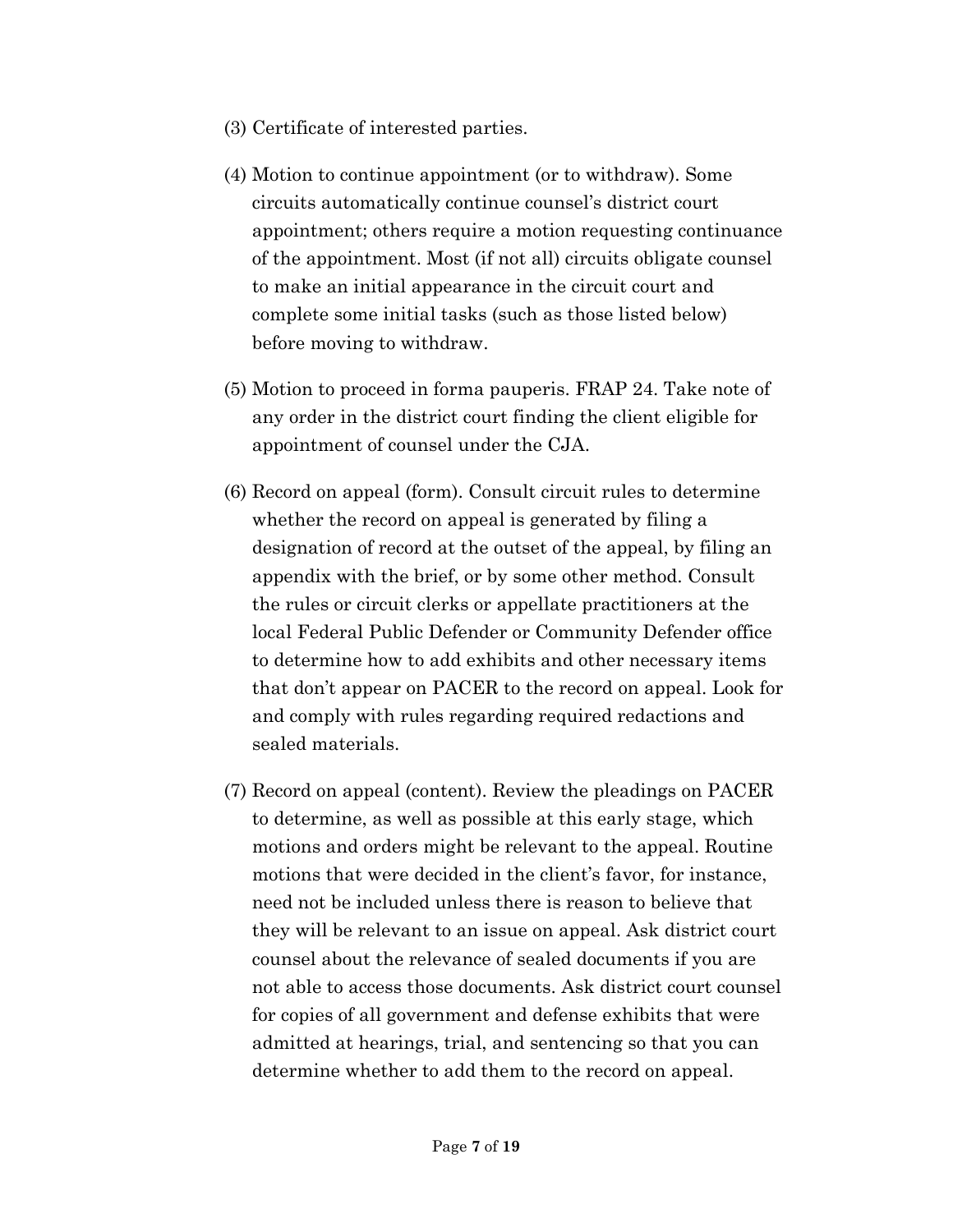(3) Certificate of interested parties.

(4) Motion to continue appointment (or to withdraw). Some circuits automatically continue counsel's district court appointment; others require a motion requesting continuance of the appointment. Most (if not all) circuits obligate counsel to make an initial appearance in the circuit court and complete some initial tasks (such as those listed below) before moving to withdraw.

(5) Motion to proceed in forma pauperis. FRAP 24. Take note of any order in the district court finding the client eligible for appointment of counsel under the CJA.

(6) Record on appeal (form). Consult circuit rules to determine whether the record on appeal is generated by filing a designation of record at the outset of the appeal, by filing an appendix with the brief, or by some other method. Consult the rules or circuit clerks or appellate practitioners at the local Federal Public Defender or Community Defender office to determine how to add exhibits and other necessary items that don't appear on PACER to the record on appeal. Look for and comply with rules regarding required redactions and sealed materials.

(7) Record on appeal (content). Review the pleadings on PACER to determine, as well as possible at this early stage, which motions and orders might be relevant to the appeal. Routine motions that were decided in the client's favor, for instance, need not be included unless there is reason to believe that they will be relevant to an issue on appeal. Ask district court counsel about the relevance of sealed documents if you are not able to access those documents. Ask district court counsel for copies of all government and defense exhibits that were admitted at hearings, trial, and sentencing so that you can determine whether to add them to the record on appeal.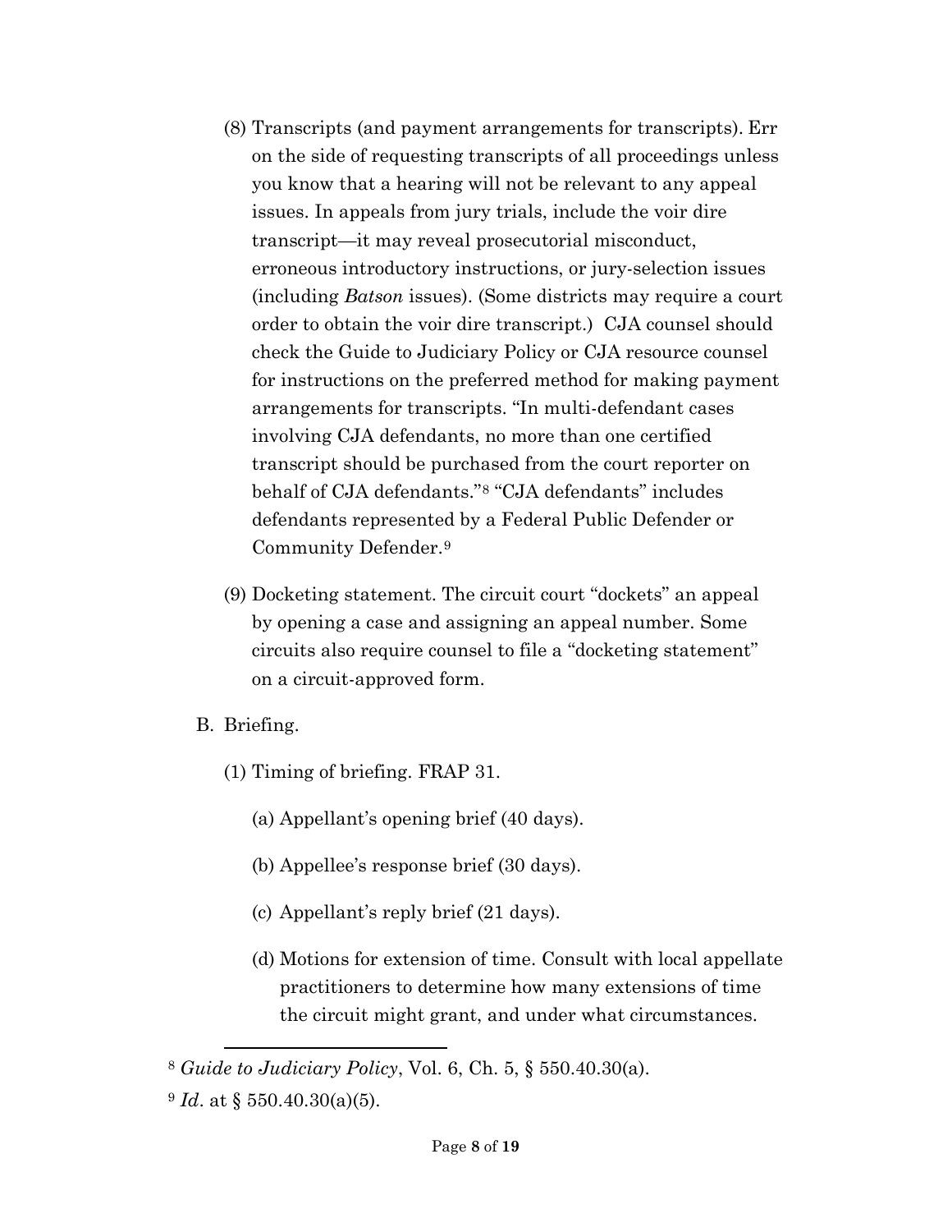(8) Transcripts (and payment arrangements for transcripts). Err on the side of requesting transcripts of all proceedings unless you know that a hearing will not be relevant to any appeal issues. In appeals from jury trials, include the voir dire transcript—it may reveal prosecutorial misconduct, erroneous introductory instructions, or jury-selection issues (including *Batson* issues). (Some districts may require a court order to obtain the voir dire transcript.) CJA counsel should check the Guide to Judiciary Policy or CJA resource counsel for instructions on the preferred method for making payment arrangements for transcripts. "In multi-defendant cases involving CJA defendants, no more than one certified transcript should be purchased from the court reporter on behalf of CJA defendants."[8] "CJA defendants" includes defendants represented by a Federal Public Defender or Community Defender.[9]

(9) Docketing statement. The circuit court "dockets" an appeal by opening a case and assigning an appeal number. Some circuits also require counsel to file a "docketing statement" on a circuit-approved form.

B. Briefing.

(1) Timing of briefing. FRAP 31.

(a) Appellant's opening brief (40 days).

(b) Appellee's response brief (30 days).

(c) Appellant's reply brief (21 days).

(d) Motions for extension of time. Consult with local appellate practitioners to determine how many extensions of time the circuit might grant, and under what circumstances.

---

[8] *Guide to Judiciary Policy*, Vol. 6, Ch. 5, § 550.40.30(a).

[9] *Id*. at § 550.40.30(a)(5).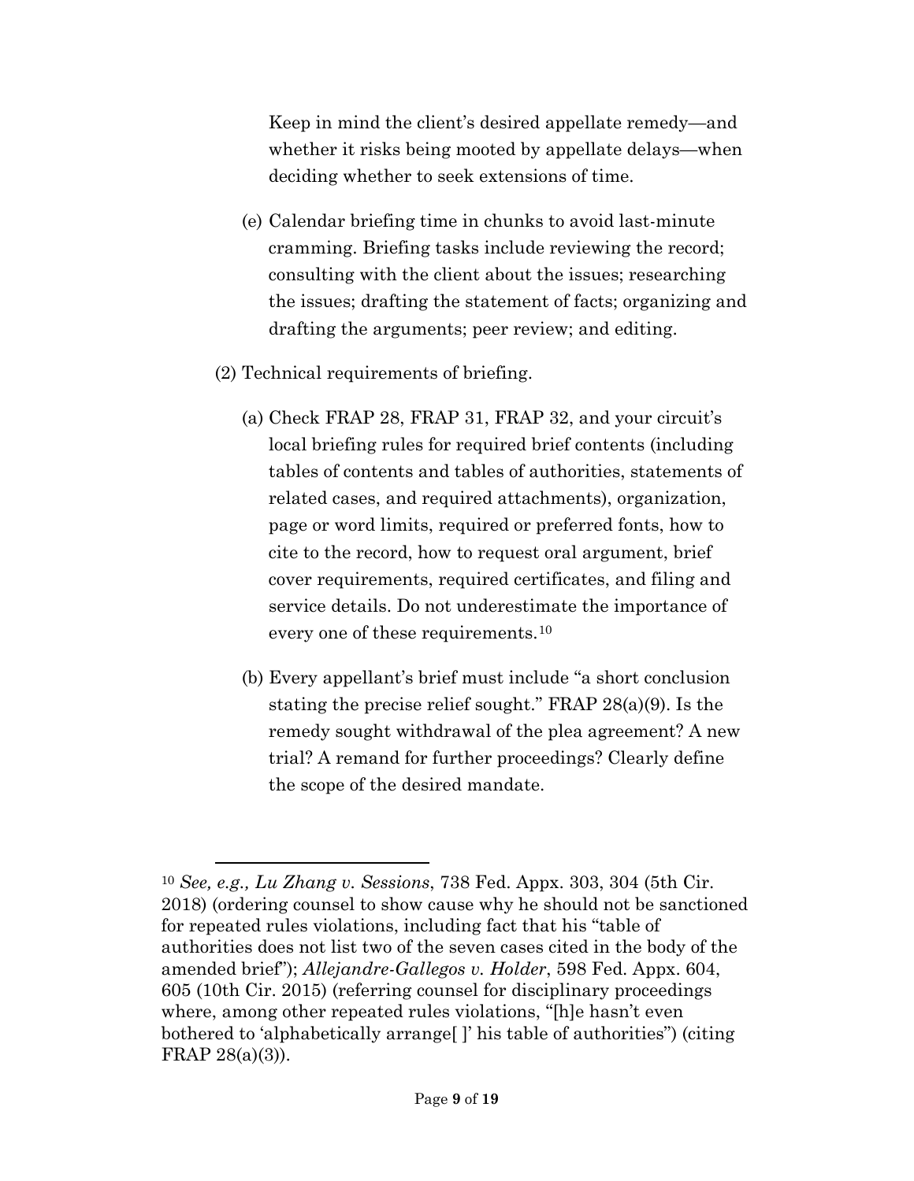Keep in mind the client's desired appellate remedy—and whether it risks being mooted by appellate delays—when deciding whether to seek extensions of time.

(e) Calendar briefing time in chunks to avoid last-minute cramming. Briefing tasks include reviewing the record; consulting with the client about the issues; researching the issues; drafting the statement of facts; organizing and drafting the arguments; peer review; and editing.

(2) Technical requirements of briefing.

(a) Check FRAP 28, FRAP 31, FRAP 32, and your circuit's local briefing rules for required brief contents (including tables of contents and tables of authorities, statements of related cases, and required attachments), organization, page or word limits, required or preferred fonts, how to cite to the record, how to request oral argument, brief cover requirements, required certificates, and filing and service details. Do not underestimate the importance of every one of these requirements.[10]

(b) Every appellant's brief must include "a short conclusion stating the precise relief sought." FRAP 28(a)(9). Is the remedy sought withdrawal of the plea agreement? A new trial? A remand for further proceedings? Clearly define the scope of the desired mandate.

---

[10] *See, e.g., Lu Zhang v. Sessions*, 738 Fed. Appx. 303, 304 (5th Cir. 2018) (ordering counsel to show cause why he should not be sanctioned for repeated rules violations, including fact that his "table of authorities does not list two of the seven cases cited in the body of the amended brief"); *Allejandre-Gallegos v. Holder*, 598 Fed. Appx. 604, 605 (10th Cir. 2015) (referring counsel for disciplinary proceedings where, among other repeated rules violations, "[h]e hasn't even bothered to 'alphabetically arrange[ ]' his table of authorities") (citing FRAP 28(a)(3)).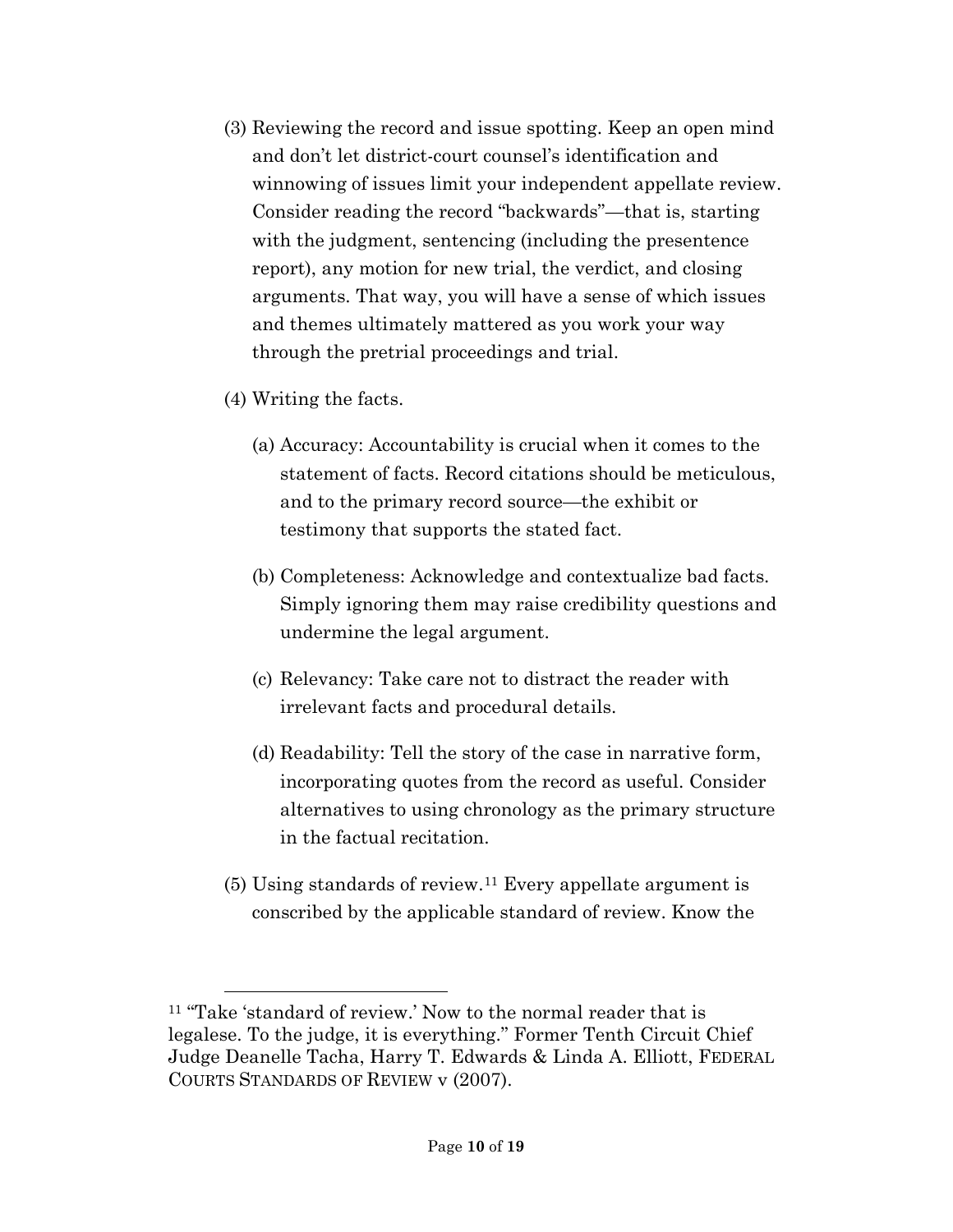(3) Reviewing the record and issue spotting. Keep an open mind and don't let district-court counsel's identification and winnowing of issues limit your independent appellate review. Consider reading the record "backwards"—that is, starting with the judgment, sentencing (including the presentence report), any motion for new trial, the verdict, and closing arguments. That way, you will have a sense of which issues and themes ultimately mattered as you work your way through the pretrial proceedings and trial.

(4) Writing the facts.

   (a) Accuracy: Accountability is crucial when it comes to the statement of facts. Record citations should be meticulous, and to the primary record source—the exhibit or testimony that supports the stated fact.

   (b) Completeness: Acknowledge and contextualize bad facts. Simply ignoring them may raise credibility questions and undermine the legal argument.

   (c) Relevancy: Take care not to distract the reader with irrelevant facts and procedural details.

   (d) Readability: Tell the story of the case in narrative form, incorporating quotes from the record as useful. Consider alternatives to using chronology as the primary structure in the factual recitation.

(5) Using standards of review.[11] Every appellate argument is conscribed by the applicable standard of review. Know the

---

[11] "Take 'standard of review.' Now to the normal reader that is legalese. To the judge, it is everything." Former Tenth Circuit Chief Judge Deanelle Tacha, Harry T. Edwards & Linda A. Elliott, FEDERAL COURTS STANDARDS OF REVIEW v (2007).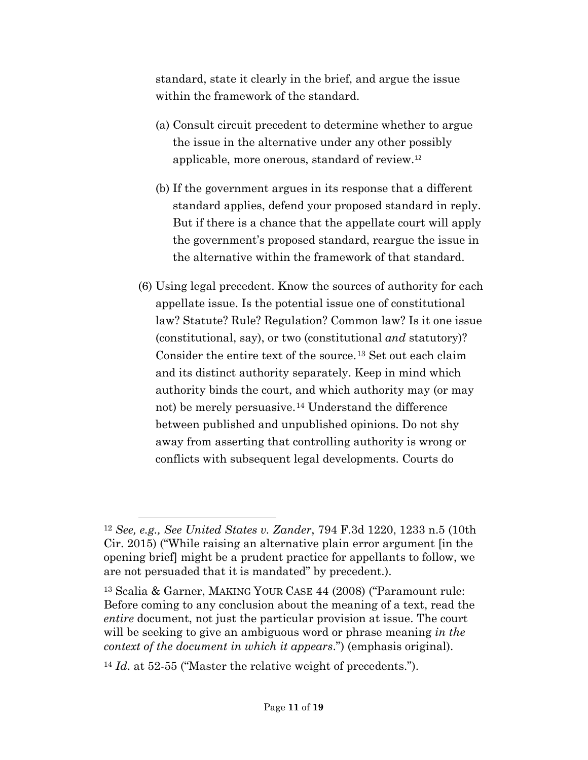standard, state it clearly in the brief, and argue the issue within the framework of the standard.

(a) Consult circuit precedent to determine whether to argue the issue in the alternative under any other possibly applicable, more onerous, standard of review.[12]

(b) If the government argues in its response that a different standard applies, defend your proposed standard in reply. But if there is a chance that the appellate court will apply the government's proposed standard, reargue the issue in the alternative within the framework of that standard.

(6) Using legal precedent. Know the sources of authority for each appellate issue. Is the potential issue one of constitutional law? Statute? Rule? Regulation? Common law? Is it one issue (constitutional, say), or two (constitutional *and* statutory)? Consider the entire text of the source.[13] Set out each claim and its distinct authority separately. Keep in mind which authority binds the court, and which authority may (or may not) be merely persuasive.[14] Understand the difference between published and unpublished opinions. Do not shy away from asserting that controlling authority is wrong or conflicts with subsequent legal developments. Courts do

---

[12] *See, e.g., See United States v. Zander*, 794 F.3d 1220, 1233 n.5 (10th Cir. 2015) ("While raising an alternative plain error argument [in the opening brief] might be a prudent practice for appellants to follow, we are not persuaded that it is mandated" by precedent.).

[13] Scalia & Garner, MAKING YOUR CASE 44 (2008) ("Paramount rule: Before coming to any conclusion about the meaning of a text, read the *entire* document, not just the particular provision at issue. The court will be seeking to give an ambiguous word or phrase meaning *in the context of the document in which it appears*.") (emphasis original).

[14] *Id*. at 52-55 ("Master the relative weight of precedents.").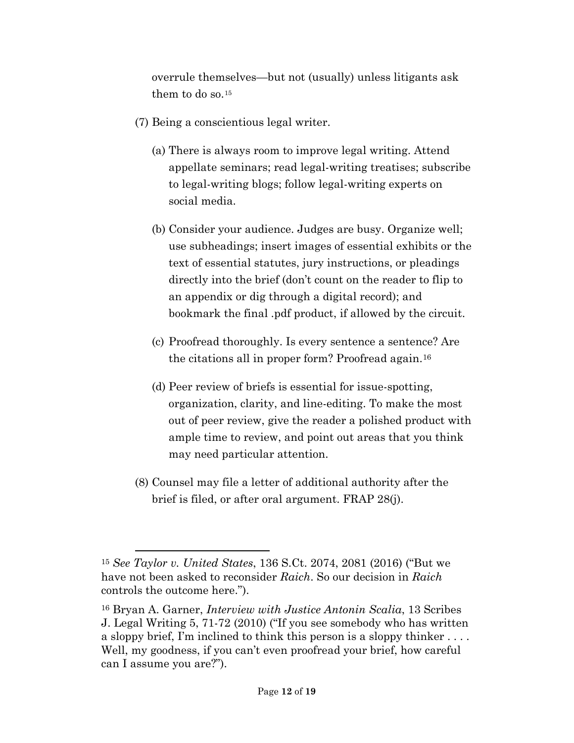overrule themselves—but not (usually) unless litigants ask them to do so.[15]

(7) Being a conscientious legal writer.

   (a) There is always room to improve legal writing. Attend appellate seminars; read legal-writing treatises; subscribe to legal-writing blogs; follow legal-writing experts on social media.

   (b) Consider your audience. Judges are busy. Organize well; use subheadings; insert images of essential exhibits or the text of essential statutes, jury instructions, or pleadings directly into the brief (don't count on the reader to flip to an appendix or dig through a digital record); and bookmark the final .pdf product, if allowed by the circuit.

   (c) Proofread thoroughly. Is every sentence a sentence? Are the citations all in proper form? Proofread again.[16]

   (d) Peer review of briefs is essential for issue-spotting, organization, clarity, and line-editing. To make the most out of peer review, give the reader a polished product with ample time to review, and point out areas that you think may need particular attention.

(8) Counsel may file a letter of additional authority after the brief is filed, or after oral argument. FRAP 28(j).

---

[15] *See Taylor v. United States*, 136 S.Ct. 2074, 2081 (2016) ("But we have not been asked to reconsider *Raich*. So our decision in *Raich* controls the outcome here.").

[16] Bryan A. Garner, *Interview with Justice Antonin Scalia*, 13 Scribes J. Legal Writing 5, 71-72 (2010) ("If you see somebody who has written a sloppy brief, I'm inclined to think this person is a sloppy thinker . . . . Well, my goodness, if you can't even proofread your brief, how careful can I assume you are?").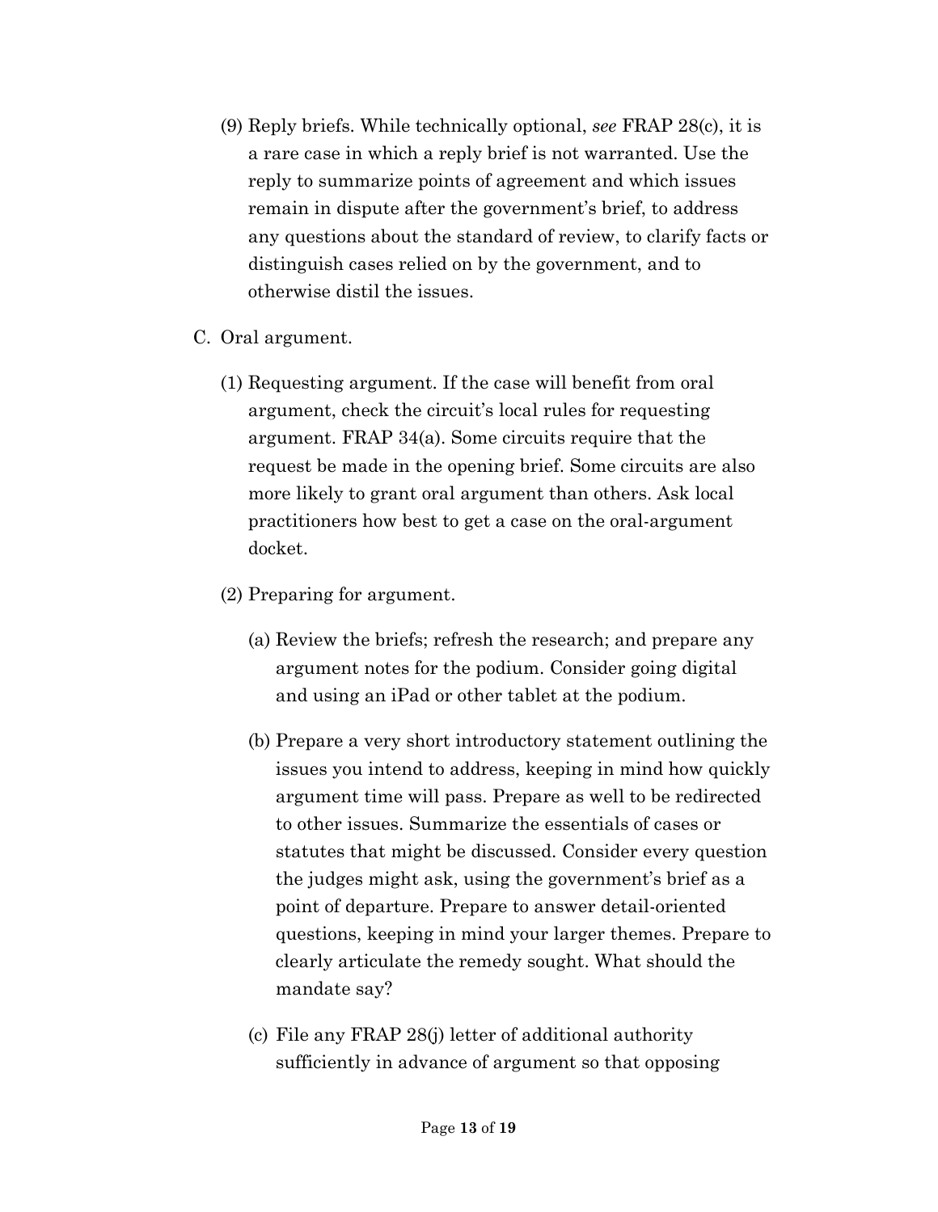(9) Reply briefs. While technically optional, *see* FRAP 28(c), it is a rare case in which a reply brief is not warranted. Use the reply to summarize points of agreement and which issues remain in dispute after the government's brief, to address any questions about the standard of review, to clarify facts or distinguish cases relied on by the government, and to otherwise distil the issues.

C. Oral argument.

(1) Requesting argument. If the case will benefit from oral argument, check the circuit's local rules for requesting argument. FRAP 34(a). Some circuits require that the request be made in the opening brief. Some circuits are also more likely to grant oral argument than others. Ask local practitioners how best to get a case on the oral-argument docket.

(2) Preparing for argument.

(a) Review the briefs; refresh the research; and prepare any argument notes for the podium. Consider going digital and using an iPad or other tablet at the podium.

(b) Prepare a very short introductory statement outlining the issues you intend to address, keeping in mind how quickly argument time will pass. Prepare as well to be redirected to other issues. Summarize the essentials of cases or statutes that might be discussed. Consider every question the judges might ask, using the government's brief as a point of departure. Prepare to answer detail-oriented questions, keeping in mind your larger themes. Prepare to clearly articulate the remedy sought. What should the mandate say?

(c) File any FRAP 28(j) letter of additional authority sufficiently in advance of argument so that opposing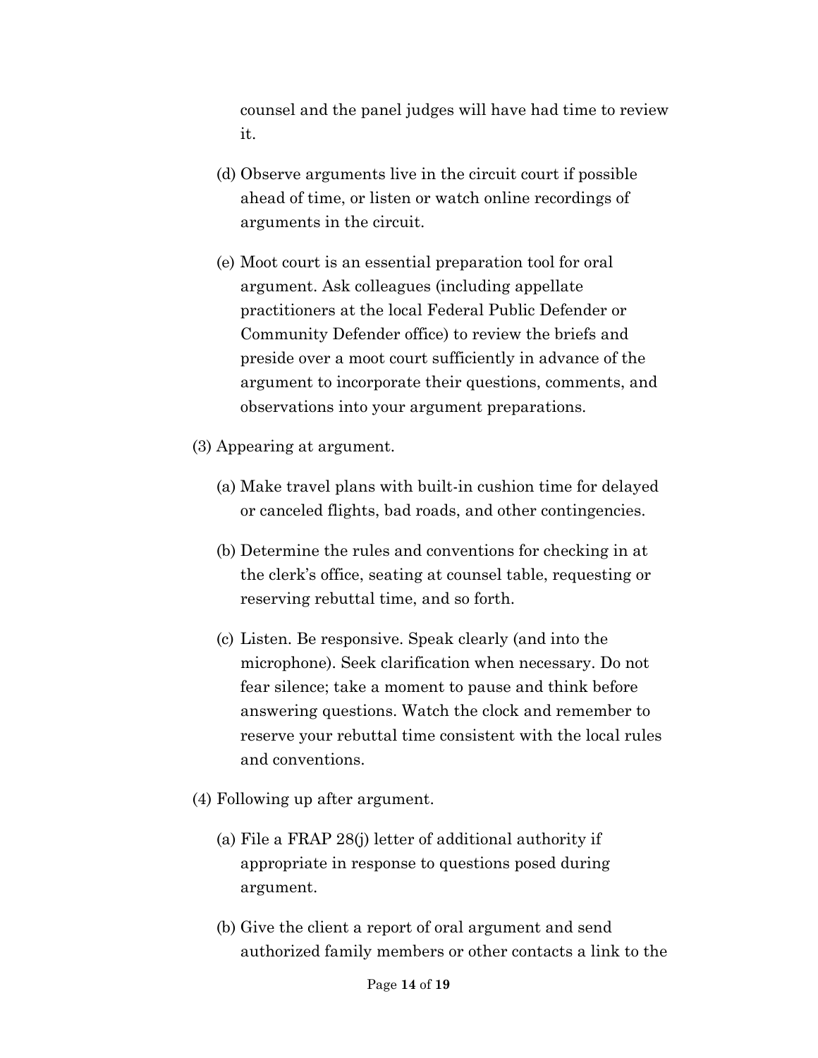counsel and the panel judges will have had time to review it.

(d) Observe arguments live in the circuit court if possible ahead of time, or listen or watch online recordings of arguments in the circuit.

(e) Moot court is an essential preparation tool for oral argument. Ask colleagues (including appellate practitioners at the local Federal Public Defender or Community Defender office) to review the briefs and preside over a moot court sufficiently in advance of the argument to incorporate their questions, comments, and observations into your argument preparations.

(3) Appearing at argument.

(a) Make travel plans with built-in cushion time for delayed or canceled flights, bad roads, and other contingencies.

(b) Determine the rules and conventions for checking in at the clerk's office, seating at counsel table, requesting or reserving rebuttal time, and so forth.

(c) Listen. Be responsive. Speak clearly (and into the microphone). Seek clarification when necessary. Do not fear silence; take a moment to pause and think before answering questions. Watch the clock and remember to reserve your rebuttal time consistent with the local rules and conventions.

(4) Following up after argument.

(a) File a FRAP 28(j) letter of additional authority if appropriate in response to questions posed during argument.

(b) Give the client a report of oral argument and send authorized family members or other contacts a link to the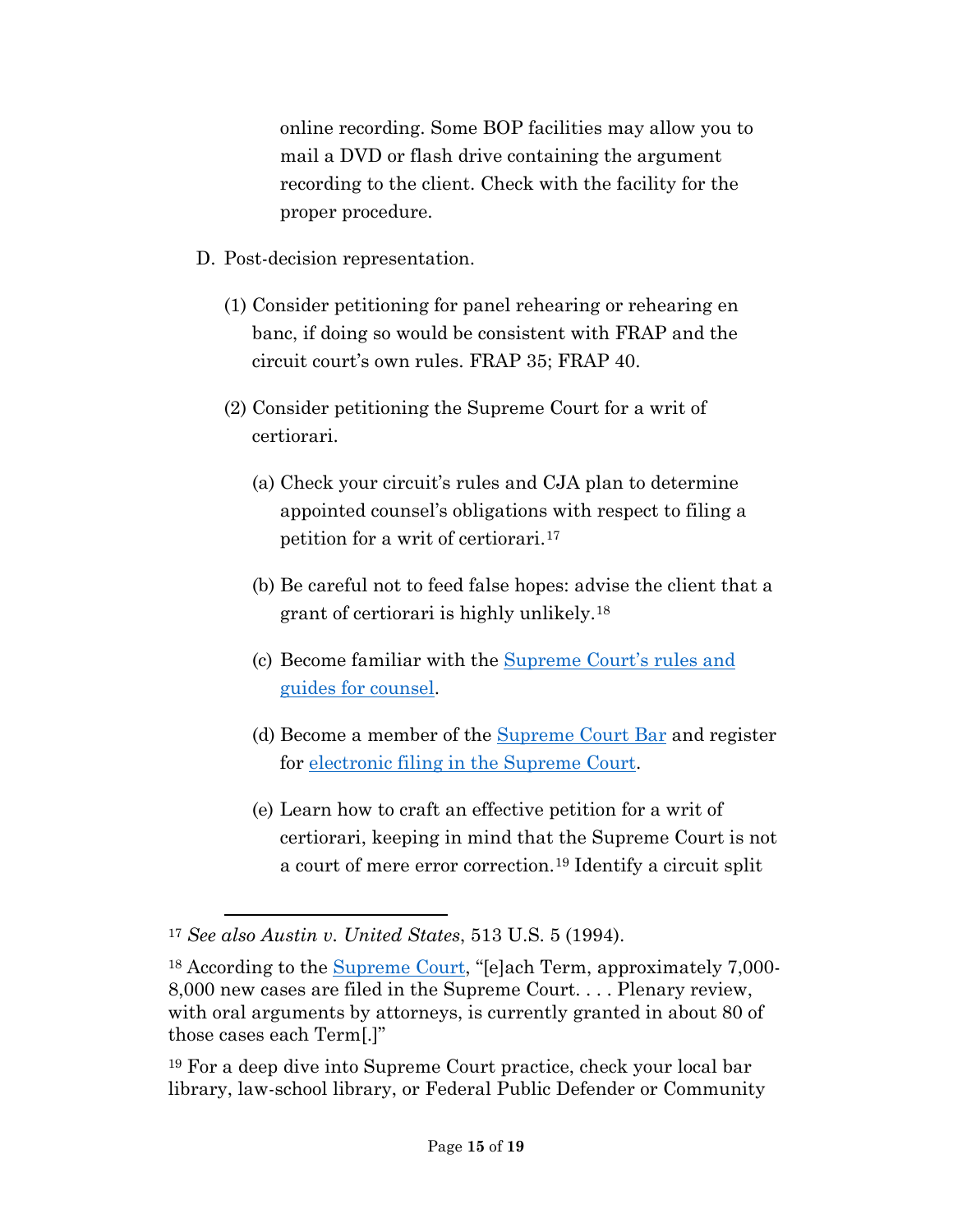online recording. Some BOP facilities may allow you to mail a DVD or flash drive containing the argument recording to the client. Check with the facility for the proper procedure.

D. Post-decision representation.

   (1) Consider petitioning for panel rehearing or rehearing en banc, if doing so would be consistent with FRAP and the circuit court's own rules. FRAP 35; FRAP 40.

   (2) Consider petitioning the Supreme Court for a writ of certiorari.

      (a) Check your circuit's rules and CJA plan to determine appointed counsel's obligations with respect to filing a petition for a writ of certiorari.[17]

      (b) Be careful not to feed false hopes: advise the client that a grant of certiorari is highly unlikely.[18]

      (c) Become familiar with the Supreme Court's rules and guides for counsel.

      (d) Become a member of the Supreme Court Bar and register for electronic filing in the Supreme Court.

      (e) Learn how to craft an effective petition for a writ of certiorari, keeping in mind that the Supreme Court is not a court of mere error correction.[19] Identify a circuit split

---

[17] *See also Austin v. United States*, 513 U.S. 5 (1994).

[18] According to the Supreme Court, "[e]ach Term, approximately 7,000-8,000 new cases are filed in the Supreme Court. . . . Plenary review, with oral arguments by attorneys, is currently granted in about 80 of those cases each Term[.]"

[19] For a deep dive into Supreme Court practice, check your local bar library, law-school library, or Federal Public Defender or Community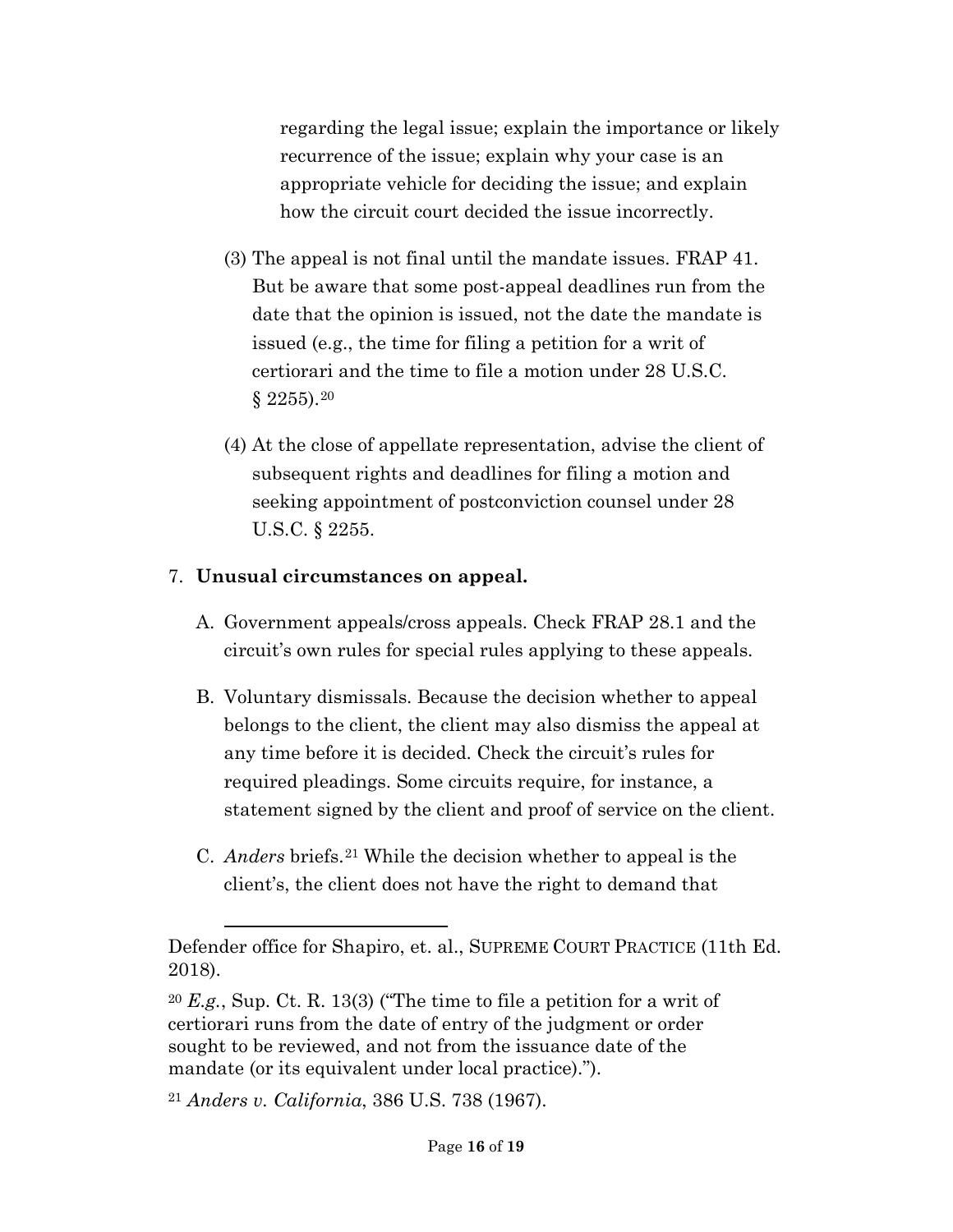regarding the legal issue; explain the importance or likely recurrence of the issue; explain why your case is an appropriate vehicle for deciding the issue; and explain how the circuit court decided the issue incorrectly.

(3) The appeal is not final until the mandate issues. FRAP 41. But be aware that some post-appeal deadlines run from the date that the opinion is issued, not the date the mandate is issued (e.g., the time for filing a petition for a writ of certiorari and the time to file a motion under 28 U.S.C. § 2255).[20]

(4) At the close of appellate representation, advise the client of subsequent rights and deadlines for filing a motion and seeking appointment of postconviction counsel under 28 U.S.C. § 2255.

7. **Unusual circumstances on appeal.**

   A. Government appeals/cross appeals. Check FRAP 28.1 and the circuit's own rules for special rules applying to these appeals.

   B. Voluntary dismissals. Because the decision whether to appeal belongs to the client, the client may also dismiss the appeal at any time before it is decided. Check the circuit's rules for required pleadings. Some circuits require, for instance, a statement signed by the client and proof of service on the client.

   C. *Anders* briefs.[21] While the decision whether to appeal is the client's, the client does not have the right to demand that

---

Defender office for Shapiro, et. al., SUPREME COURT PRACTICE (11th Ed. 2018).

[20] *E.g.*, Sup. Ct. R. 13(3) ("The time to file a petition for a writ of certiorari runs from the date of entry of the judgment or order sought to be reviewed, and not from the issuance date of the mandate (or its equivalent under local practice).").

[21] *Anders v. California*, 386 U.S. 738 (1967).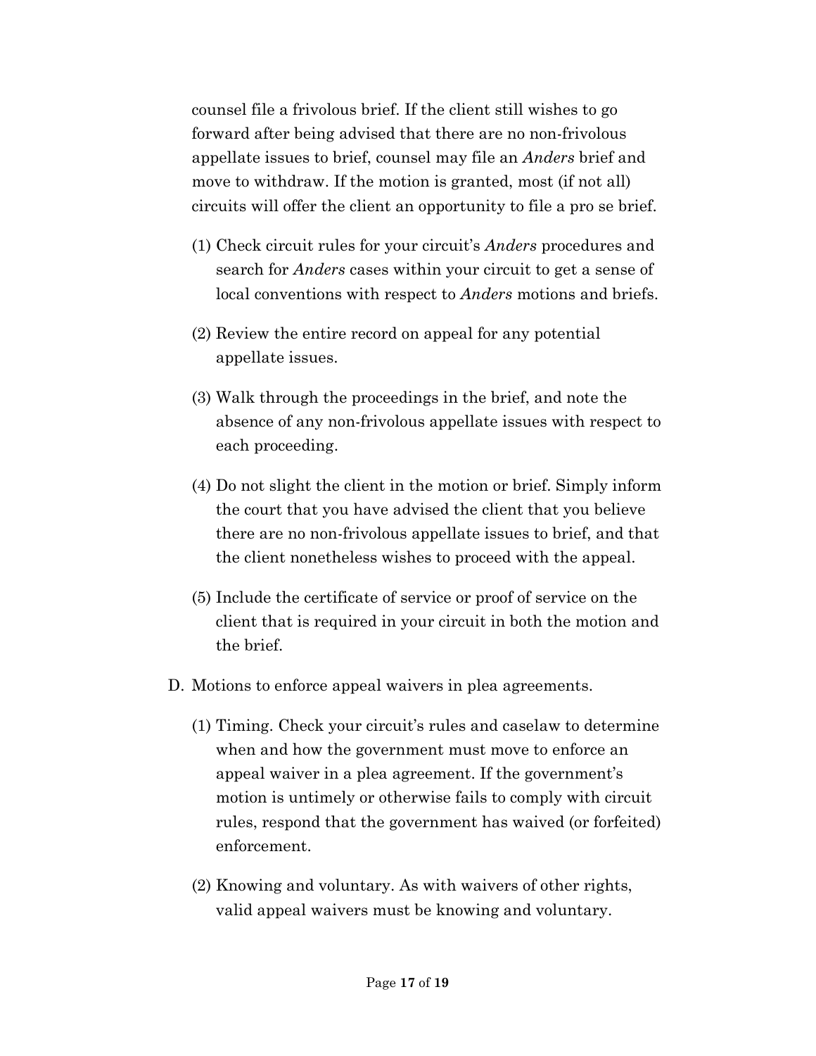counsel file a frivolous brief. If the client still wishes to go forward after being advised that there are no non-frivolous appellate issues to brief, counsel may file an *Anders* brief and move to withdraw. If the motion is granted, most (if not all) circuits will offer the client an opportunity to file a pro se brief.

(1) Check circuit rules for your circuit's *Anders* procedures and search for *Anders* cases within your circuit to get a sense of local conventions with respect to *Anders* motions and briefs.

(2) Review the entire record on appeal for any potential appellate issues.

(3) Walk through the proceedings in the brief, and note the absence of any non-frivolous appellate issues with respect to each proceeding.

(4) Do not slight the client in the motion or brief. Simply inform the court that you have advised the client that you believe there are no non-frivolous appellate issues to brief, and that the client nonetheless wishes to proceed with the appeal.

(5) Include the certificate of service or proof of service on the client that is required in your circuit in both the motion and the brief.

D. Motions to enforce appeal waivers in plea agreements.

(1) Timing. Check your circuit's rules and caselaw to determine when and how the government must move to enforce an appeal waiver in a plea agreement. If the government's motion is untimely or otherwise fails to comply with circuit rules, respond that the government has waived (or forfeited) enforcement.

(2) Knowing and voluntary. As with waivers of other rights, valid appeal waivers must be knowing and voluntary.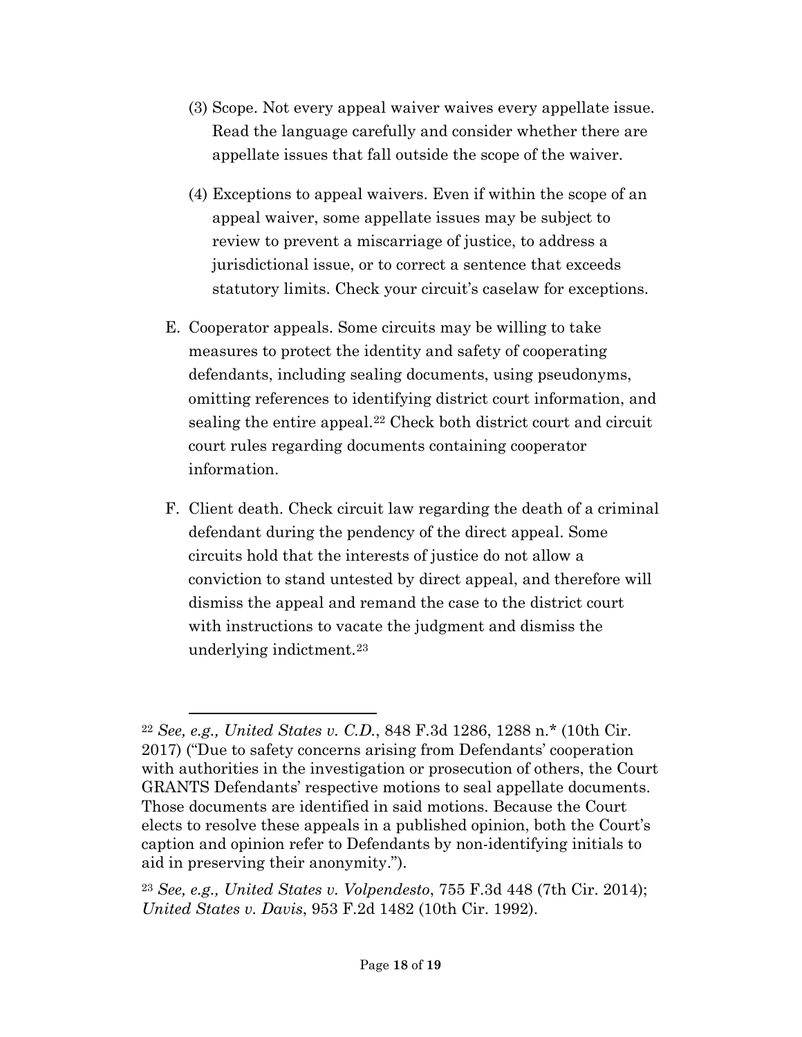(3) Scope. Not every appeal waiver waives every appellate issue. Read the language carefully and consider whether there are appellate issues that fall outside the scope of the waiver.

(4) Exceptions to appeal waivers. Even if within the scope of an appeal waiver, some appellate issues may be subject to review to prevent a miscarriage of justice, to address a jurisdictional issue, or to correct a sentence that exceeds statutory limits. Check your circuit's caselaw for exceptions.

E. Cooperator appeals. Some circuits may be willing to take measures to protect the identity and safety of cooperating defendants, including sealing documents, using pseudonyms, omitting references to identifying district court information, and sealing the entire appeal.[22] Check both district court and circuit court rules regarding documents containing cooperator information.

F. Client death. Check circuit law regarding the death of a criminal defendant during the pendency of the direct appeal. Some circuits hold that the interests of justice do not allow a conviction to stand untested by direct appeal, and therefore will dismiss the appeal and remand the case to the district court with instructions to vacate the judgment and dismiss the underlying indictment.[23]

---

[22] *See, e.g., United States v. C.D.*, 848 F.3d 1286, 1288 n.* (10th Cir. 2017) ("Due to safety concerns arising from Defendants' cooperation with authorities in the investigation or prosecution of others, the Court GRANTS Defendants' respective motions to seal appellate documents. Those documents are identified in said motions. Because the Court elects to resolve these appeals in a published opinion, both the Court's caption and opinion refer to Defendants by non-identifying initials to aid in preserving their anonymity.").

[23] *See, e.g., United States v. Volpendesto*, 755 F.3d 448 (7th Cir. 2014); *United States v. Davis*, 953 F.2d 1482 (10th Cir. 1992).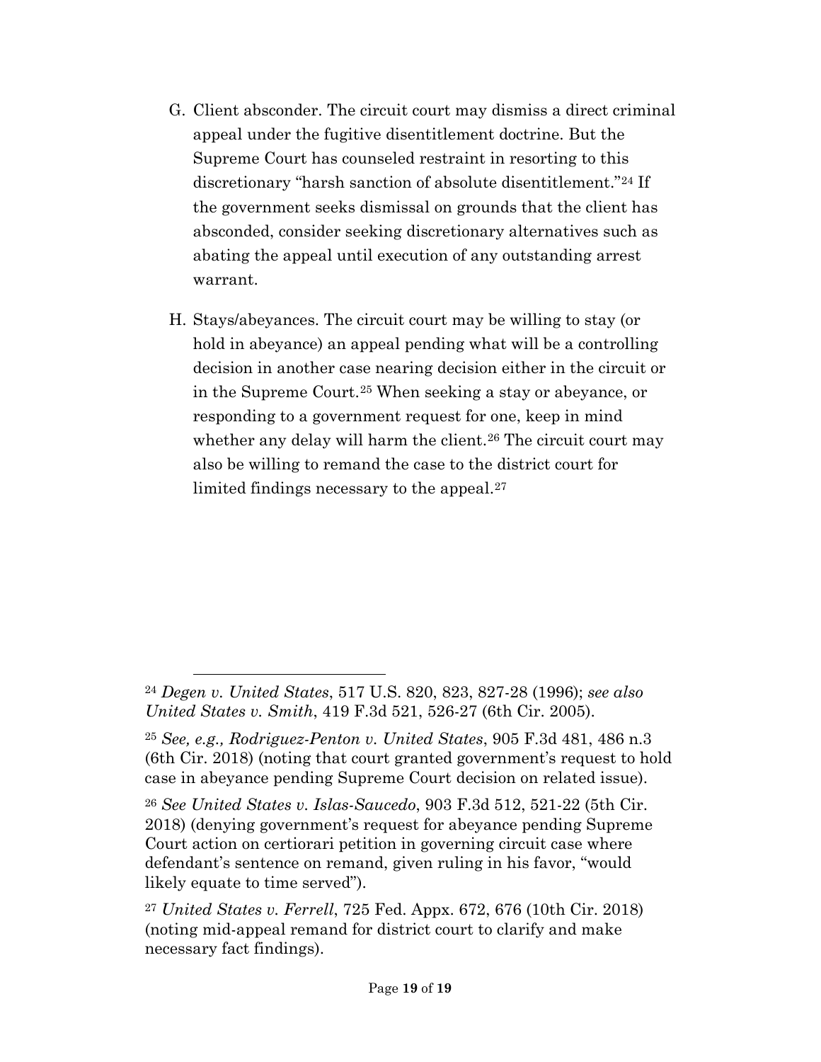G. Client absconder. The circuit court may dismiss a direct criminal appeal under the fugitive disentitlement doctrine. But the Supreme Court has counseled restraint in resorting to this discretionary "harsh sanction of absolute disentitlement."[24] If the government seeks dismissal on grounds that the client has absconded, consider seeking discretionary alternatives such as abating the appeal until execution of any outstanding arrest warrant.

H. Stays/abeyances. The circuit court may be willing to stay (or hold in abeyance) an appeal pending what will be a controlling decision in another case nearing decision either in the circuit or in the Supreme Court.[25] When seeking a stay or abeyance, or responding to a government request for one, keep in mind whether any delay will harm the client.[26] The circuit court may also be willing to remand the case to the district court for limited findings necessary to the appeal.[27]

---

[24] *Degen v. United States*, 517 U.S. 820, 823, 827-28 (1996); *see also United States v. Smith*, 419 F.3d 521, 526-27 (6th Cir. 2005).

[25] *See, e.g., Rodriguez-Penton v. United States*, 905 F.3d 481, 486 n.3 (6th Cir. 2018) (noting that court granted government's request to hold case in abeyance pending Supreme Court decision on related issue).

[26] *See United States v. Islas-Saucedo*, 903 F.3d 512, 521-22 (5th Cir. 2018) (denying government's request for abeyance pending Supreme Court action on certiorari petition in governing circuit case where defendant's sentence on remand, given ruling in his favor, "would likely equate to time served").

[27] *United States v. Ferrell*, 725 Fed. Appx. 672, 676 (10th Cir. 2018) (noting mid-appeal remand for district court to clarify and make necessary fact findings).